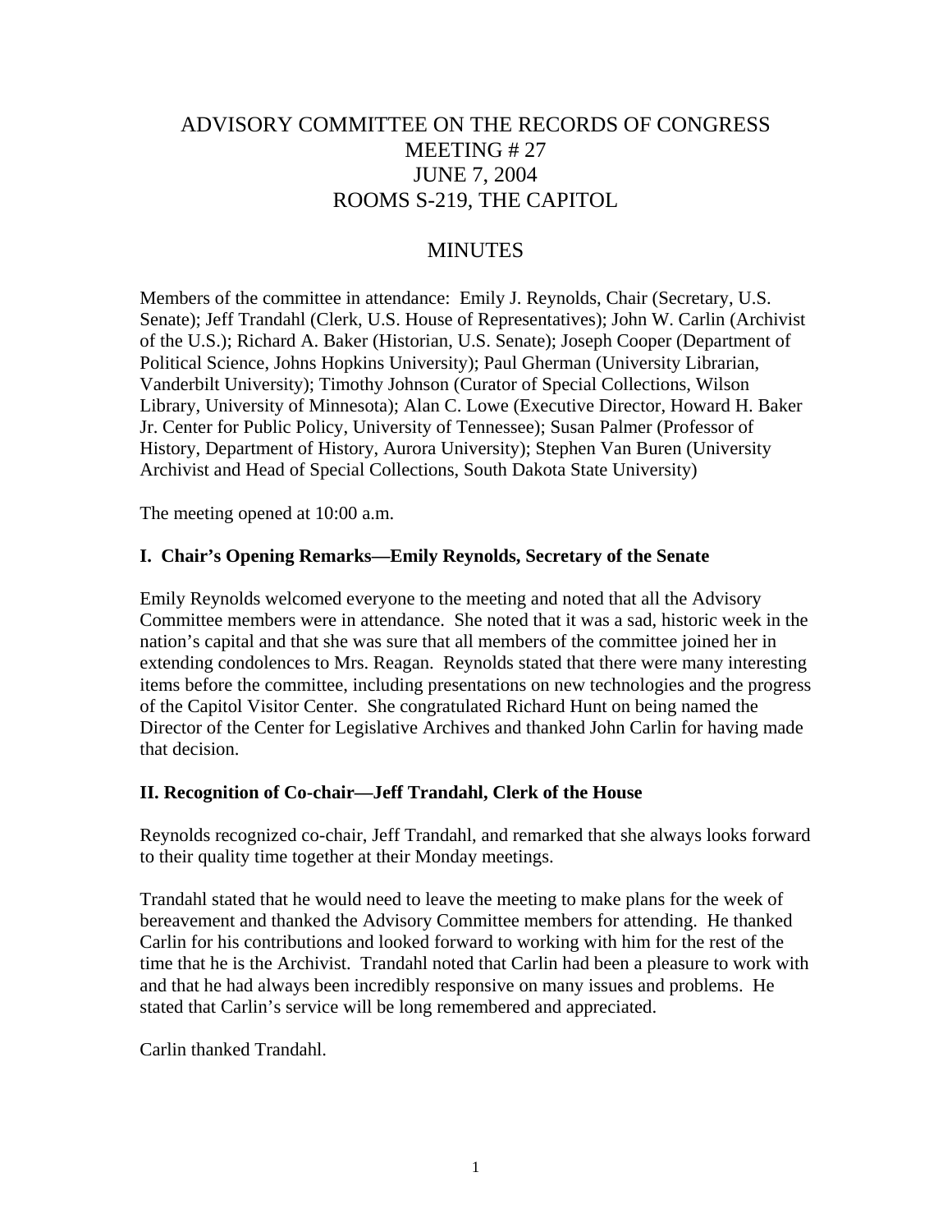# ADVISORY COMMITTEE ON THE RECORDS OF CONGRESS
## MEETING # 27
## JUNE 7, 2004
## ROOMS S-219, THE CAPITOL

## MINUTES

Members of the committee in attendance: Emily J. Reynolds, Chair (Secretary, U.S. Senate); Jeff Trandahl (Clerk, U.S. House of Representatives); John W. Carlin (Archivist of the U.S.); Richard A. Baker (Historian, U.S. Senate); Joseph Cooper (Department of Political Science, Johns Hopkins University); Paul Gherman (University Librarian, Vanderbilt University); Timothy Johnson (Curator of Special Collections, Wilson Library, University of Minnesota); Alan C. Lowe (Executive Director, Howard H. Baker Jr. Center for Public Policy, University of Tennessee); Susan Palmer (Professor of History, Department of History, Aurora University); Stephen Van Buren (University Archivist and Head of Special Collections, South Dakota State University)

The meeting opened at 10:00 a.m.

**I. Chair's Opening Remarks—Emily Reynolds, Secretary of the Senate**

Emily Reynolds welcomed everyone to the meeting and noted that all the Advisory Committee members were in attendance. She noted that it was a sad, historic week in the nation's capital and that she was sure that all members of the committee joined her in extending condolences to Mrs. Reagan. Reynolds stated that there were many interesting items before the committee, including presentations on new technologies and the progress of the Capitol Visitor Center. She congratulated Richard Hunt on being named the Director of the Center for Legislative Archives and thanked John Carlin for having made that decision.

**II. Recognition of Co-chair—Jeff Trandahl, Clerk of the House**

Reynolds recognized co-chair, Jeff Trandahl, and remarked that she always looks forward to their quality time together at their Monday meetings.

Trandahl stated that he would need to leave the meeting to make plans for the week of bereavement and thanked the Advisory Committee members for attending. He thanked Carlin for his contributions and looked forward to working with him for the rest of the time that he is the Archivist. Trandahl noted that Carlin had been a pleasure to work with and that he had always been incredibly responsive on many issues and problems. He stated that Carlin's service will be long remembered and appreciated.

Carlin thanked Trandahl.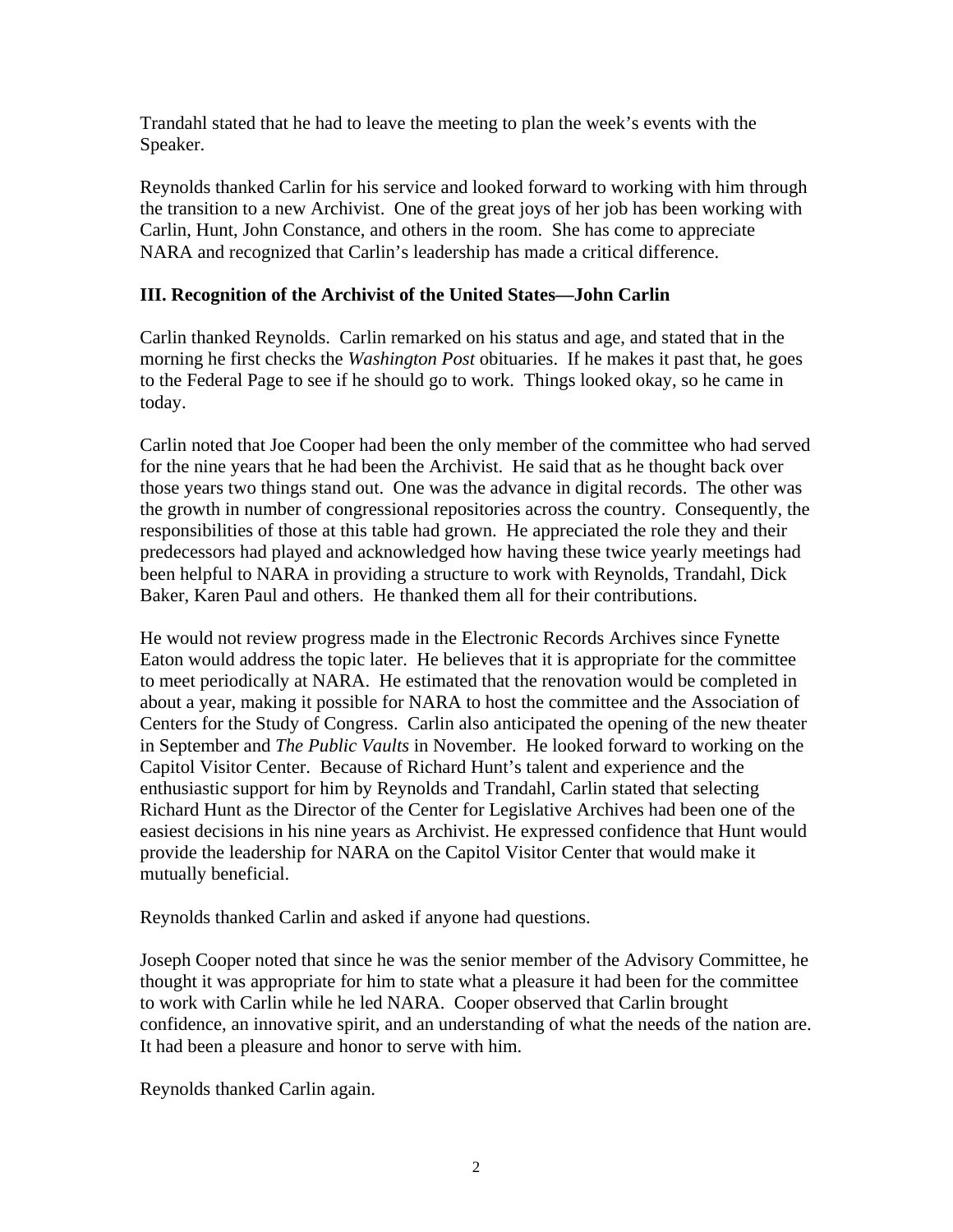Trandahl stated that he had to leave the meeting to plan the week's events with the Speaker.

Reynolds thanked Carlin for his service and looked forward to working with him through the transition to a new Archivist. One of the great joys of her job has been working with Carlin, Hunt, John Constance, and others in the room. She has come to appreciate NARA and recognized that Carlin's leadership has made a critical difference.

### III. Recognition of the Archivist of the United States—John Carlin

Carlin thanked Reynolds. Carlin remarked on his status and age, and stated that in the morning he first checks the *Washington Post* obituaries. If he makes it past that, he goes to the Federal Page to see if he should go to work. Things looked okay, so he came in today.

Carlin noted that Joe Cooper had been the only member of the committee who had served for the nine years that he had been the Archivist. He said that as he thought back over those years two things stand out. One was the advance in digital records. The other was the growth in number of congressional repositories across the country. Consequently, the responsibilities of those at this table had grown. He appreciated the role they and their predecessors had played and acknowledged how having these twice yearly meetings had been helpful to NARA in providing a structure to work with Reynolds, Trandahl, Dick Baker, Karen Paul and others. He thanked them all for their contributions.

He would not review progress made in the Electronic Records Archives since Fynette Eaton would address the topic later. He believes that it is appropriate for the committee to meet periodically at NARA. He estimated that the renovation would be completed in about a year, making it possible for NARA to host the committee and the Association of Centers for the Study of Congress. Carlin also anticipated the opening of the new theater in September and *The Public Vaults* in November. He looked forward to working on the Capitol Visitor Center. Because of Richard Hunt's talent and experience and the enthusiastic support for him by Reynolds and Trandahl, Carlin stated that selecting Richard Hunt as the Director of the Center for Legislative Archives had been one of the easiest decisions in his nine years as Archivist. He expressed confidence that Hunt would provide the leadership for NARA on the Capitol Visitor Center that would make it mutually beneficial.

Reynolds thanked Carlin and asked if anyone had questions.

Joseph Cooper noted that since he was the senior member of the Advisory Committee, he thought it was appropriate for him to state what a pleasure it had been for the committee to work with Carlin while he led NARA. Cooper observed that Carlin brought confidence, an innovative spirit, and an understanding of what the needs of the nation are. It had been a pleasure and honor to serve with him.

Reynolds thanked Carlin again.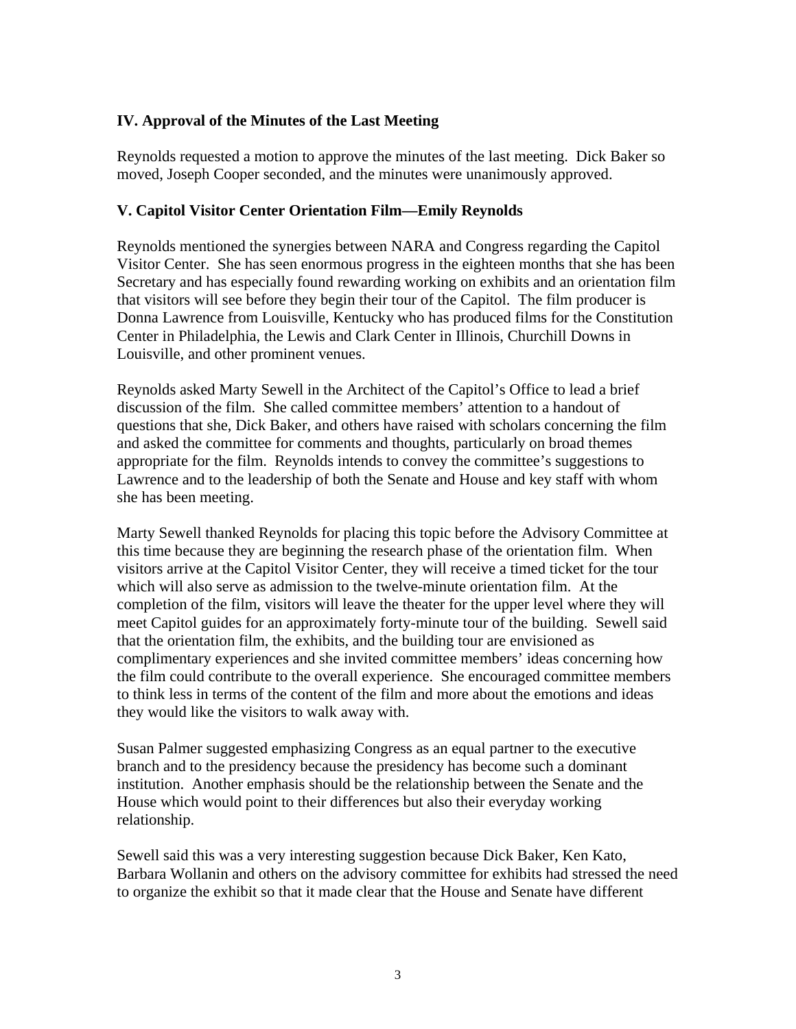### IV. Approval of the Minutes of the Last Meeting

Reynolds requested a motion to approve the minutes of the last meeting. Dick Baker so moved, Joseph Cooper seconded, and the minutes were unanimously approved.

### V. Capitol Visitor Center Orientation Film—Emily Reynolds

Reynolds mentioned the synergies between NARA and Congress regarding the Capitol Visitor Center. She has seen enormous progress in the eighteen months that she has been Secretary and has especially found rewarding working on exhibits and an orientation film that visitors will see before they begin their tour of the Capitol. The film producer is Donna Lawrence from Louisville, Kentucky who has produced films for the Constitution Center in Philadelphia, the Lewis and Clark Center in Illinois, Churchill Downs in Louisville, and other prominent venues.

Reynolds asked Marty Sewell in the Architect of the Capitol's Office to lead a brief discussion of the film. She called committee members' attention to a handout of questions that she, Dick Baker, and others have raised with scholars concerning the film and asked the committee for comments and thoughts, particularly on broad themes appropriate for the film. Reynolds intends to convey the committee's suggestions to Lawrence and to the leadership of both the Senate and House and key staff with whom she has been meeting.

Marty Sewell thanked Reynolds for placing this topic before the Advisory Committee at this time because they are beginning the research phase of the orientation film. When visitors arrive at the Capitol Visitor Center, they will receive a timed ticket for the tour which will also serve as admission to the twelve-minute orientation film. At the completion of the film, visitors will leave the theater for the upper level where they will meet Capitol guides for an approximately forty-minute tour of the building. Sewell said that the orientation film, the exhibits, and the building tour are envisioned as complimentary experiences and she invited committee members' ideas concerning how the film could contribute to the overall experience. She encouraged committee members to think less in terms of the content of the film and more about the emotions and ideas they would like the visitors to walk away with.

Susan Palmer suggested emphasizing Congress as an equal partner to the executive branch and to the presidency because the presidency has become such a dominant institution. Another emphasis should be the relationship between the Senate and the House which would point to their differences but also their everyday working relationship.

Sewell said this was a very interesting suggestion because Dick Baker, Ken Kato, Barbara Wollanin and others on the advisory committee for exhibits had stressed the need to organize the exhibit so that it made clear that the House and Senate have different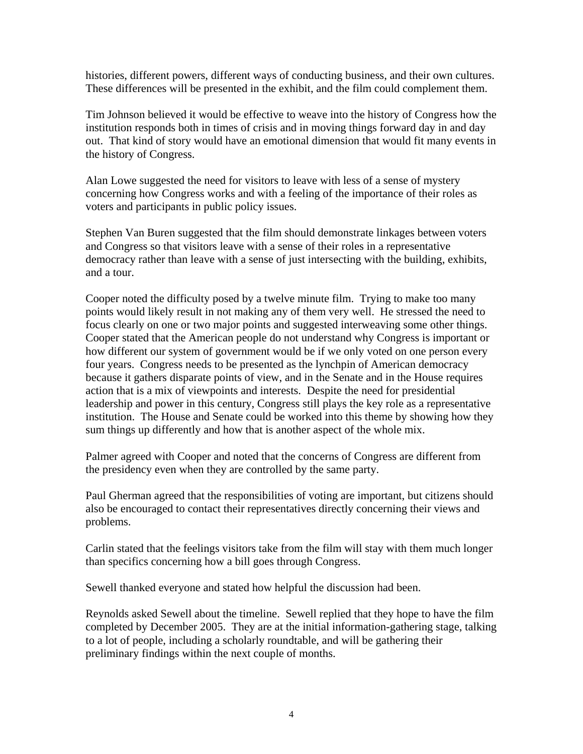histories, different powers, different ways of conducting business, and their own cultures. These differences will be presented in the exhibit, and the film could complement them.

Tim Johnson believed it would be effective to weave into the history of Congress how the institution responds both in times of crisis and in moving things forward day in and day out. That kind of story would have an emotional dimension that would fit many events in the history of Congress.

Alan Lowe suggested the need for visitors to leave with less of a sense of mystery concerning how Congress works and with a feeling of the importance of their roles as voters and participants in public policy issues.

Stephen Van Buren suggested that the film should demonstrate linkages between voters and Congress so that visitors leave with a sense of their roles in a representative democracy rather than leave with a sense of just intersecting with the building, exhibits, and a tour.

Cooper noted the difficulty posed by a twelve minute film. Trying to make too many points would likely result in not making any of them very well. He stressed the need to focus clearly on one or two major points and suggested interweaving some other things. Cooper stated that the American people do not understand why Congress is important or how different our system of government would be if we only voted on one person every four years. Congress needs to be presented as the lynchpin of American democracy because it gathers disparate points of view, and in the Senate and in the House requires action that is a mix of viewpoints and interests. Despite the need for presidential leadership and power in this century, Congress still plays the key role as a representative institution. The House and Senate could be worked into this theme by showing how they sum things up differently and how that is another aspect of the whole mix.

Palmer agreed with Cooper and noted that the concerns of Congress are different from the presidency even when they are controlled by the same party.

Paul Gherman agreed that the responsibilities of voting are important, but citizens should also be encouraged to contact their representatives directly concerning their views and problems.

Carlin stated that the feelings visitors take from the film will stay with them much longer than specifics concerning how a bill goes through Congress.

Sewell thanked everyone and stated how helpful the discussion had been.

Reynolds asked Sewell about the timeline. Sewell replied that they hope to have the film completed by December 2005. They are at the initial information-gathering stage, talking to a lot of people, including a scholarly roundtable, and will be gathering their preliminary findings within the next couple of months.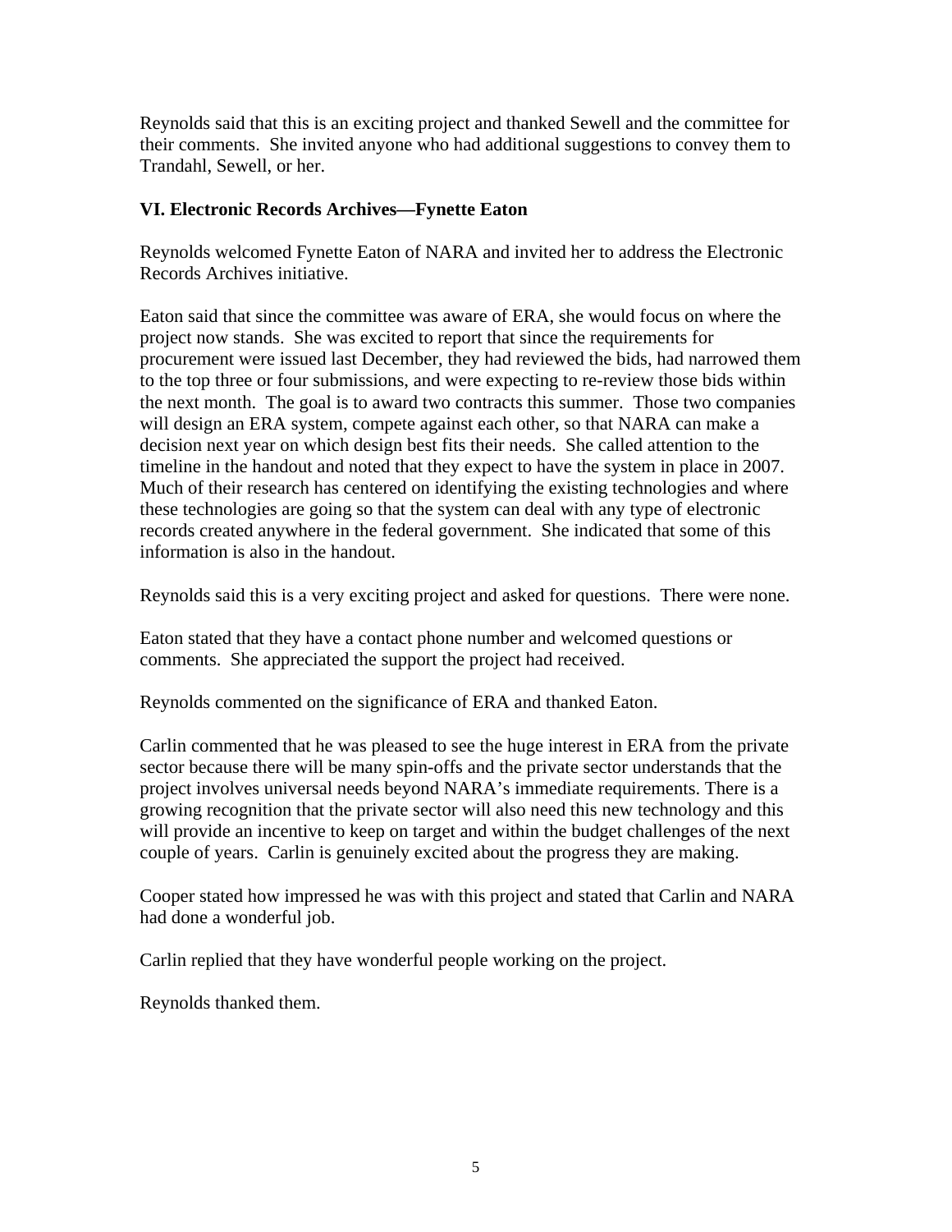Reynolds said that this is an exciting project and thanked Sewell and the committee for their comments. She invited anyone who had additional suggestions to convey them to Trandahl, Sewell, or her.

**VI. Electronic Records Archives—Fynette Eaton**

Reynolds welcomed Fynette Eaton of NARA and invited her to address the Electronic Records Archives initiative.

Eaton said that since the committee was aware of ERA, she would focus on where the project now stands. She was excited to report that since the requirements for procurement were issued last December, they had reviewed the bids, had narrowed them to the top three or four submissions, and were expecting to re-review those bids within the next month. The goal is to award two contracts this summer. Those two companies will design an ERA system, compete against each other, so that NARA can make a decision next year on which design best fits their needs. She called attention to the timeline in the handout and noted that they expect to have the system in place in 2007. Much of their research has centered on identifying the existing technologies and where these technologies are going so that the system can deal with any type of electronic records created anywhere in the federal government. She indicated that some of this information is also in the handout.

Reynolds said this is a very exciting project and asked for questions. There were none.

Eaton stated that they have a contact phone number and welcomed questions or comments. She appreciated the support the project had received.

Reynolds commented on the significance of ERA and thanked Eaton.

Carlin commented that he was pleased to see the huge interest in ERA from the private sector because there will be many spin-offs and the private sector understands that the project involves universal needs beyond NARA's immediate requirements. There is a growing recognition that the private sector will also need this new technology and this will provide an incentive to keep on target and within the budget challenges of the next couple of years. Carlin is genuinely excited about the progress they are making.

Cooper stated how impressed he was with this project and stated that Carlin and NARA had done a wonderful job.

Carlin replied that they have wonderful people working on the project.

Reynolds thanked them.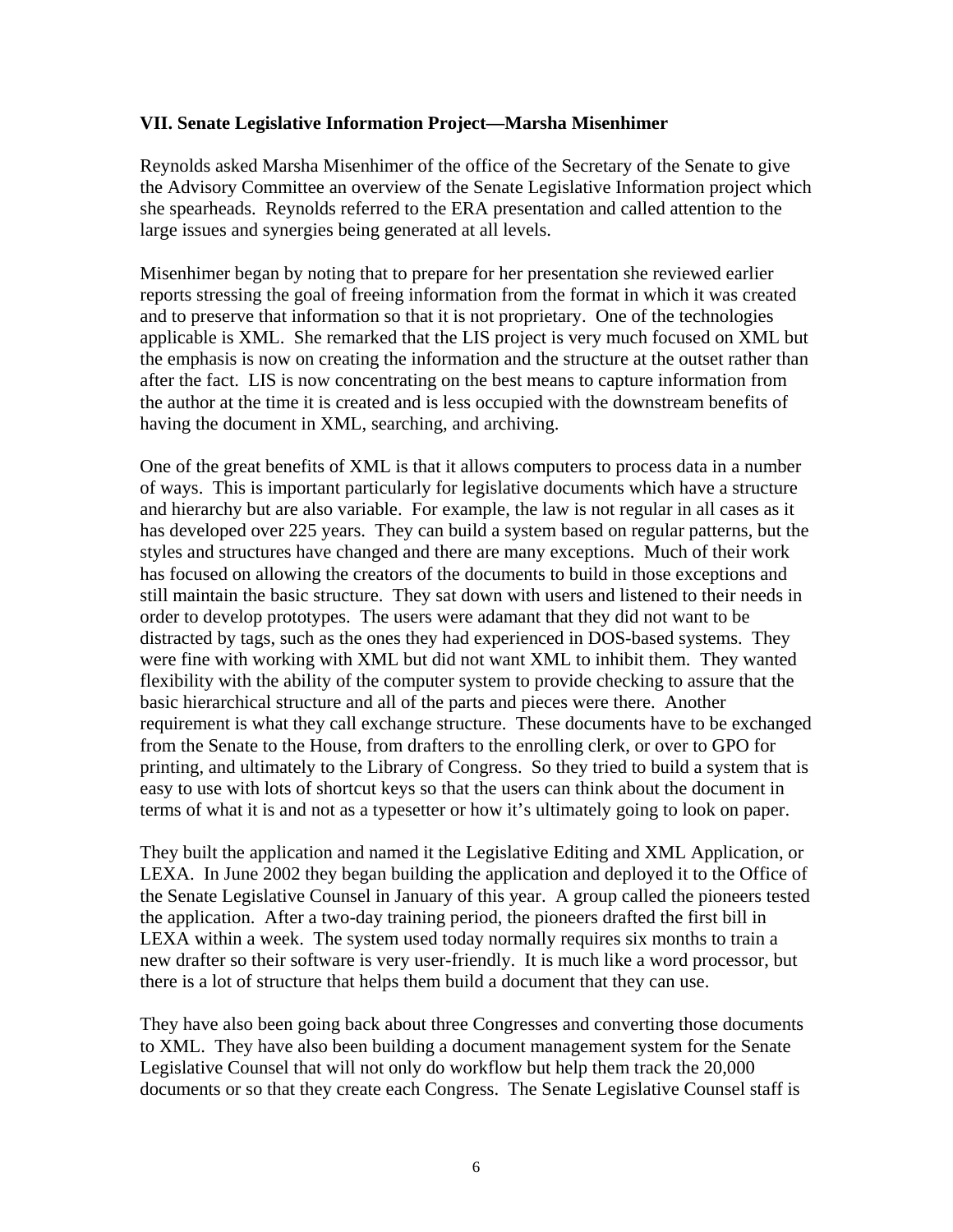**VII. Senate Legislative Information Project—Marsha Misenhimer**

Reynolds asked Marsha Misenhimer of the office of the Secretary of the Senate to give the Advisory Committee an overview of the Senate Legislative Information project which she spearheads. Reynolds referred to the ERA presentation and called attention to the large issues and synergies being generated at all levels.

Misenhimer began by noting that to prepare for her presentation she reviewed earlier reports stressing the goal of freeing information from the format in which it was created and to preserve that information so that it is not proprietary. One of the technologies applicable is XML. She remarked that the LIS project is very much focused on XML but the emphasis is now on creating the information and the structure at the outset rather than after the fact. LIS is now concentrating on the best means to capture information from the author at the time it is created and is less occupied with the downstream benefits of having the document in XML, searching, and archiving.

One of the great benefits of XML is that it allows computers to process data in a number of ways. This is important particularly for legislative documents which have a structure and hierarchy but are also variable. For example, the law is not regular in all cases as it has developed over 225 years. They can build a system based on regular patterns, but the styles and structures have changed and there are many exceptions. Much of their work has focused on allowing the creators of the documents to build in those exceptions and still maintain the basic structure. They sat down with users and listened to their needs in order to develop prototypes. The users were adamant that they did not want to be distracted by tags, such as the ones they had experienced in DOS-based systems. They were fine with working with XML but did not want XML to inhibit them. They wanted flexibility with the ability of the computer system to provide checking to assure that the basic hierarchical structure and all of the parts and pieces were there. Another requirement is what they call exchange structure. These documents have to be exchanged from the Senate to the House, from drafters to the enrolling clerk, or over to GPO for printing, and ultimately to the Library of Congress. So they tried to build a system that is easy to use with lots of shortcut keys so that the users can think about the document in terms of what it is and not as a typesetter or how it's ultimately going to look on paper.

They built the application and named it the Legislative Editing and XML Application, or LEXA. In June 2002 they began building the application and deployed it to the Office of the Senate Legislative Counsel in January of this year. A group called the pioneers tested the application. After a two-day training period, the pioneers drafted the first bill in LEXA within a week. The system used today normally requires six months to train a new drafter so their software is very user-friendly. It is much like a word processor, but there is a lot of structure that helps them build a document that they can use.

They have also been going back about three Congresses and converting those documents to XML. They have also been building a document management system for the Senate Legislative Counsel that will not only do workflow but help them track the 20,000 documents or so that they create each Congress. The Senate Legislative Counsel staff is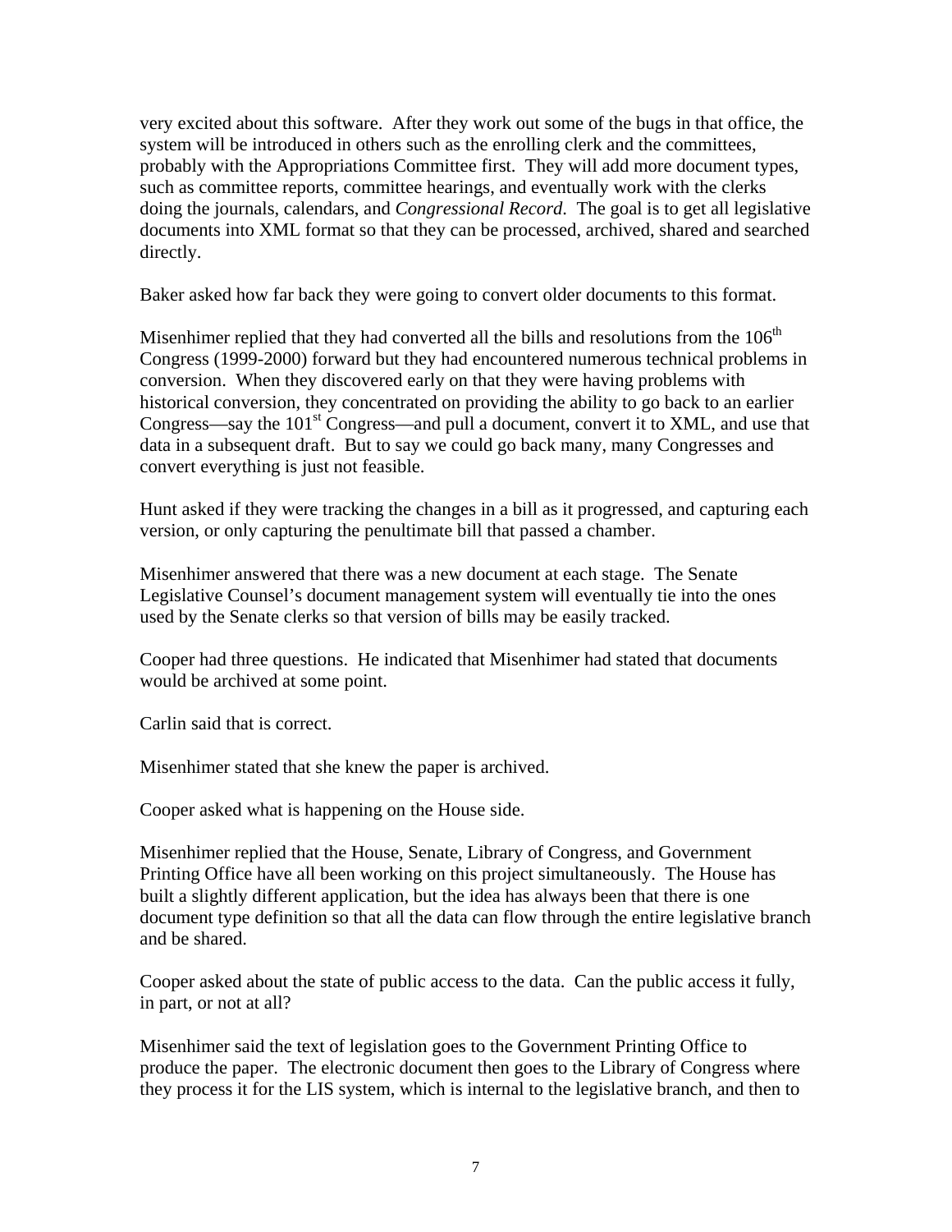very excited about this software. After they work out some of the bugs in that office, the system will be introduced in others such as the enrolling clerk and the committees, probably with the Appropriations Committee first. They will add more document types, such as committee reports, committee hearings, and eventually work with the clerks doing the journals, calendars, and *Congressional Record*. The goal is to get all legislative documents into XML format so that they can be processed, archived, shared and searched directly.

Baker asked how far back they were going to convert older documents to this format.

Misenhimer replied that they had converted all the bills and resolutions from the 106th Congress (1999-2000) forward but they had encountered numerous technical problems in conversion. When they discovered early on that they were having problems with historical conversion, they concentrated on providing the ability to go back to an earlier Congress—say the 101st Congress—and pull a document, convert it to XML, and use that data in a subsequent draft. But to say we could go back many, many Congresses and convert everything is just not feasible.

Hunt asked if they were tracking the changes in a bill as it progressed, and capturing each version, or only capturing the penultimate bill that passed a chamber.

Misenhimer answered that there was a new document at each stage. The Senate Legislative Counsel's document management system will eventually tie into the ones used by the Senate clerks so that version of bills may be easily tracked.

Cooper had three questions. He indicated that Misenhimer had stated that documents would be archived at some point.

Carlin said that is correct.

Misenhimer stated that she knew the paper is archived.

Cooper asked what is happening on the House side.

Misenhimer replied that the House, Senate, Library of Congress, and Government Printing Office have all been working on this project simultaneously. The House has built a slightly different application, but the idea has always been that there is one document type definition so that all the data can flow through the entire legislative branch and be shared.

Cooper asked about the state of public access to the data. Can the public access it fully, in part, or not at all?

Misenhimer said the text of legislation goes to the Government Printing Office to produce the paper. The electronic document then goes to the Library of Congress where they process it for the LIS system, which is internal to the legislative branch, and then to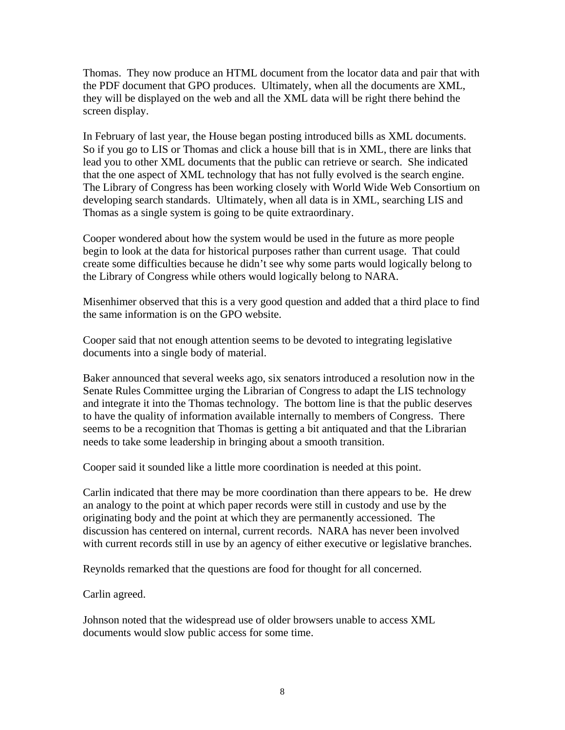Thomas. They now produce an HTML document from the locator data and pair that with the PDF document that GPO produces. Ultimately, when all the documents are XML, they will be displayed on the web and all the XML data will be right there behind the screen display.

In February of last year, the House began posting introduced bills as XML documents. So if you go to LIS or Thomas and click a house bill that is in XML, there are links that lead you to other XML documents that the public can retrieve or search. She indicated that the one aspect of XML technology that has not fully evolved is the search engine. The Library of Congress has been working closely with World Wide Web Consortium on developing search standards. Ultimately, when all data is in XML, searching LIS and Thomas as a single system is going to be quite extraordinary.

Cooper wondered about how the system would be used in the future as more people begin to look at the data for historical purposes rather than current usage. That could create some difficulties because he didn't see why some parts would logically belong to the Library of Congress while others would logically belong to NARA.

Misenhimer observed that this is a very good question and added that a third place to find the same information is on the GPO website.

Cooper said that not enough attention seems to be devoted to integrating legislative documents into a single body of material.

Baker announced that several weeks ago, six senators introduced a resolution now in the Senate Rules Committee urging the Librarian of Congress to adapt the LIS technology and integrate it into the Thomas technology. The bottom line is that the public deserves to have the quality of information available internally to members of Congress. There seems to be a recognition that Thomas is getting a bit antiquated and that the Librarian needs to take some leadership in bringing about a smooth transition.

Cooper said it sounded like a little more coordination is needed at this point.

Carlin indicated that there may be more coordination than there appears to be. He drew an analogy to the point at which paper records were still in custody and use by the originating body and the point at which they are permanently accessioned. The discussion has centered on internal, current records. NARA has never been involved with current records still in use by an agency of either executive or legislative branches.

Reynolds remarked that the questions are food for thought for all concerned.

Carlin agreed.

Johnson noted that the widespread use of older browsers unable to access XML documents would slow public access for some time.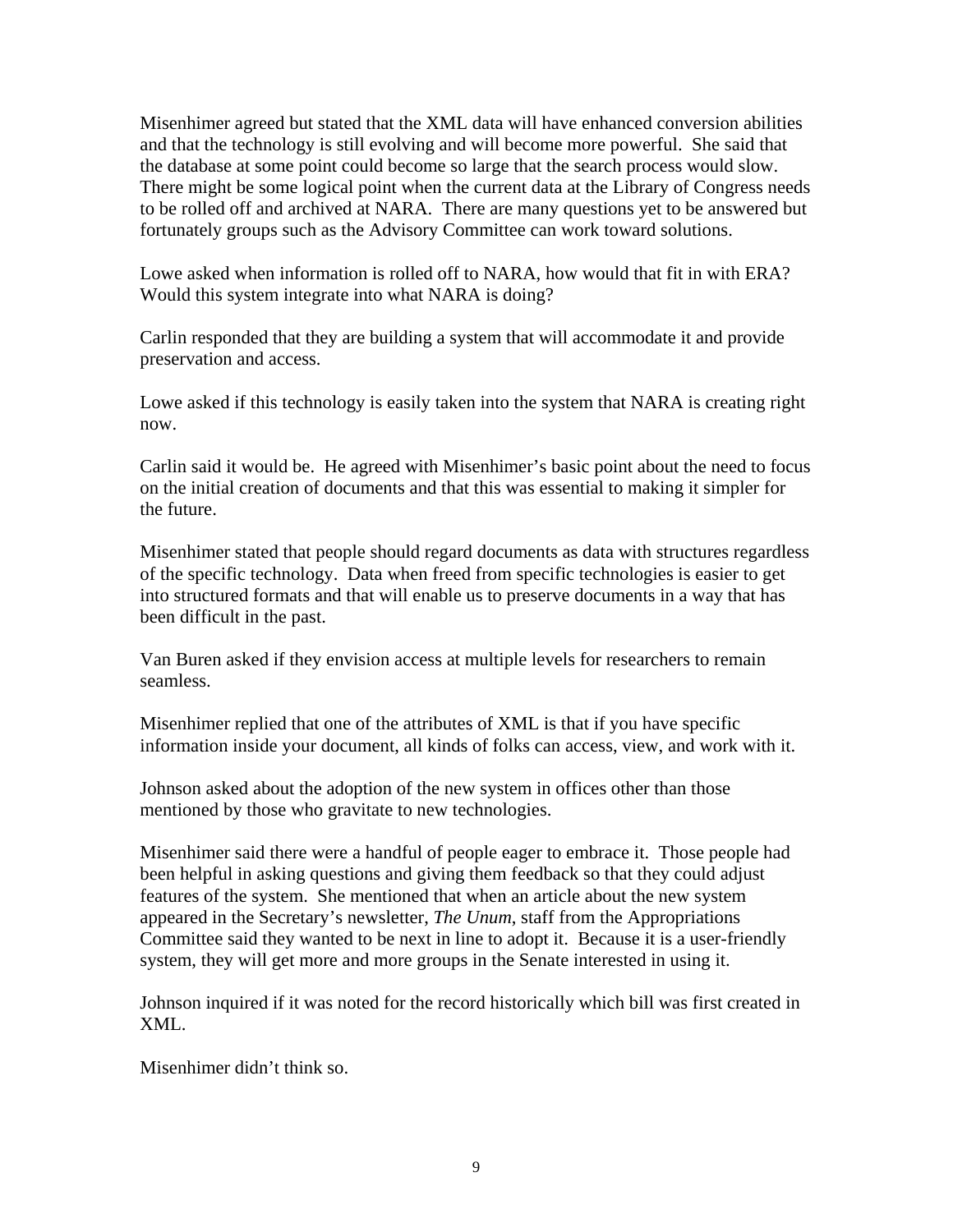Misenhimer agreed but stated that the XML data will have enhanced conversion abilities and that the technology is still evolving and will become more powerful. She said that the database at some point could become so large that the search process would slow. There might be some logical point when the current data at the Library of Congress needs to be rolled off and archived at NARA. There are many questions yet to be answered but fortunately groups such as the Advisory Committee can work toward solutions.

Lowe asked when information is rolled off to NARA, how would that fit in with ERA? Would this system integrate into what NARA is doing?

Carlin responded that they are building a system that will accommodate it and provide preservation and access.

Lowe asked if this technology is easily taken into the system that NARA is creating right now.

Carlin said it would be. He agreed with Misenhimer's basic point about the need to focus on the initial creation of documents and that this was essential to making it simpler for the future.

Misenhimer stated that people should regard documents as data with structures regardless of the specific technology. Data when freed from specific technologies is easier to get into structured formats and that will enable us to preserve documents in a way that has been difficult in the past.

Van Buren asked if they envision access at multiple levels for researchers to remain seamless.

Misenhimer replied that one of the attributes of XML is that if you have specific information inside your document, all kinds of folks can access, view, and work with it.

Johnson asked about the adoption of the new system in offices other than those mentioned by those who gravitate to new technologies.

Misenhimer said there were a handful of people eager to embrace it. Those people had been helpful in asking questions and giving them feedback so that they could adjust features of the system. She mentioned that when an article about the new system appeared in the Secretary's newsletter, *The Unum*, staff from the Appropriations Committee said they wanted to be next in line to adopt it. Because it is a user-friendly system, they will get more and more groups in the Senate interested in using it.

Johnson inquired if it was noted for the record historically which bill was first created in XML.

Misenhimer didn't think so.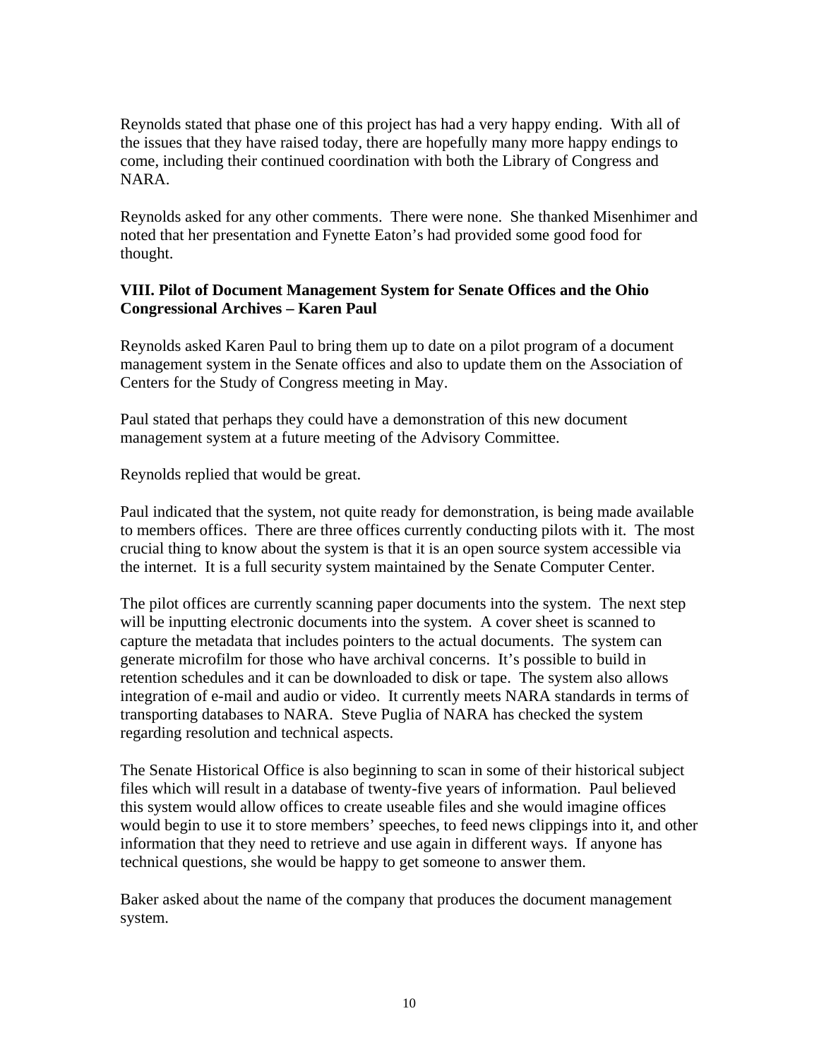Reynolds stated that phase one of this project has had a very happy ending. With all of the issues that they have raised today, there are hopefully many more happy endings to come, including their continued coordination with both the Library of Congress and NARA.

Reynolds asked for any other comments. There were none. She thanked Misenhimer and noted that her presentation and Fynette Eaton's had provided some good food for thought.

**VIII. Pilot of Document Management System for Senate Offices and the Ohio Congressional Archives – Karen Paul**

Reynolds asked Karen Paul to bring them up to date on a pilot program of a document management system in the Senate offices and also to update them on the Association of Centers for the Study of Congress meeting in May.

Paul stated that perhaps they could have a demonstration of this new document management system at a future meeting of the Advisory Committee.

Reynolds replied that would be great.

Paul indicated that the system, not quite ready for demonstration, is being made available to members offices. There are three offices currently conducting pilots with it. The most crucial thing to know about the system is that it is an open source system accessible via the internet. It is a full security system maintained by the Senate Computer Center.

The pilot offices are currently scanning paper documents into the system. The next step will be inputting electronic documents into the system. A cover sheet is scanned to capture the metadata that includes pointers to the actual documents. The system can generate microfilm for those who have archival concerns. It's possible to build in retention schedules and it can be downloaded to disk or tape. The system also allows integration of e-mail and audio or video. It currently meets NARA standards in terms of transporting databases to NARA. Steve Puglia of NARA has checked the system regarding resolution and technical aspects.

The Senate Historical Office is also beginning to scan in some of their historical subject files which will result in a database of twenty-five years of information. Paul believed this system would allow offices to create useable files and she would imagine offices would begin to use it to store members' speeches, to feed news clippings into it, and other information that they need to retrieve and use again in different ways. If anyone has technical questions, she would be happy to get someone to answer them.

Baker asked about the name of the company that produces the document management system.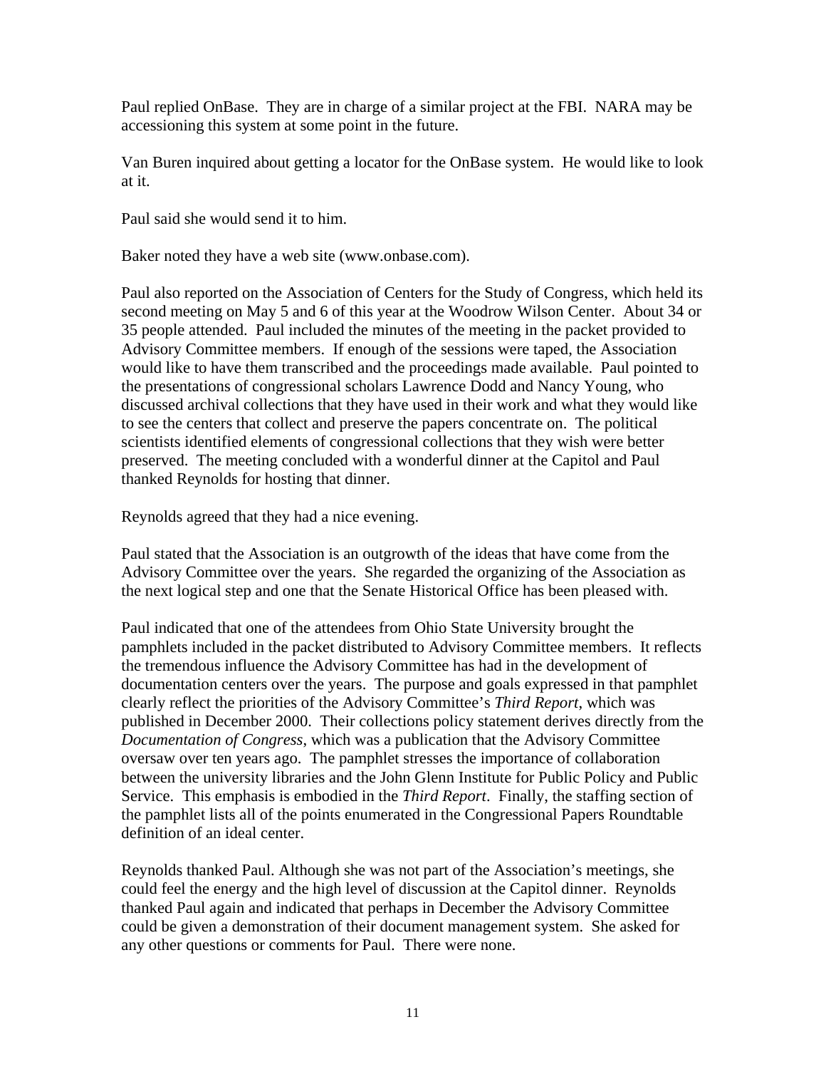Paul replied OnBase. They are in charge of a similar project at the FBI. NARA may be accessioning this system at some point in the future.

Van Buren inquired about getting a locator for the OnBase system. He would like to look at it.

Paul said she would send it to him.

Baker noted they have a web site (www.onbase.com).

Paul also reported on the Association of Centers for the Study of Congress, which held its second meeting on May 5 and 6 of this year at the Woodrow Wilson Center. About 34 or 35 people attended. Paul included the minutes of the meeting in the packet provided to Advisory Committee members. If enough of the sessions were taped, the Association would like to have them transcribed and the proceedings made available. Paul pointed to the presentations of congressional scholars Lawrence Dodd and Nancy Young, who discussed archival collections that they have used in their work and what they would like to see the centers that collect and preserve the papers concentrate on. The political scientists identified elements of congressional collections that they wish were better preserved. The meeting concluded with a wonderful dinner at the Capitol and Paul thanked Reynolds for hosting that dinner.

Reynolds agreed that they had a nice evening.

Paul stated that the Association is an outgrowth of the ideas that have come from the Advisory Committee over the years. She regarded the organizing of the Association as the next logical step and one that the Senate Historical Office has been pleased with.

Paul indicated that one of the attendees from Ohio State University brought the pamphlets included in the packet distributed to Advisory Committee members. It reflects the tremendous influence the Advisory Committee has had in the development of documentation centers over the years. The purpose and goals expressed in that pamphlet clearly reflect the priorities of the Advisory Committee's *Third Report*, which was published in December 2000. Their collections policy statement derives directly from the *Documentation of Congress*, which was a publication that the Advisory Committee oversaw over ten years ago. The pamphlet stresses the importance of collaboration between the university libraries and the John Glenn Institute for Public Policy and Public Service. This emphasis is embodied in the *Third Report*. Finally, the staffing section of the pamphlet lists all of the points enumerated in the Congressional Papers Roundtable definition of an ideal center.

Reynolds thanked Paul. Although she was not part of the Association's meetings, she could feel the energy and the high level of discussion at the Capitol dinner. Reynolds thanked Paul again and indicated that perhaps in December the Advisory Committee could be given a demonstration of their document management system. She asked for any other questions or comments for Paul. There were none.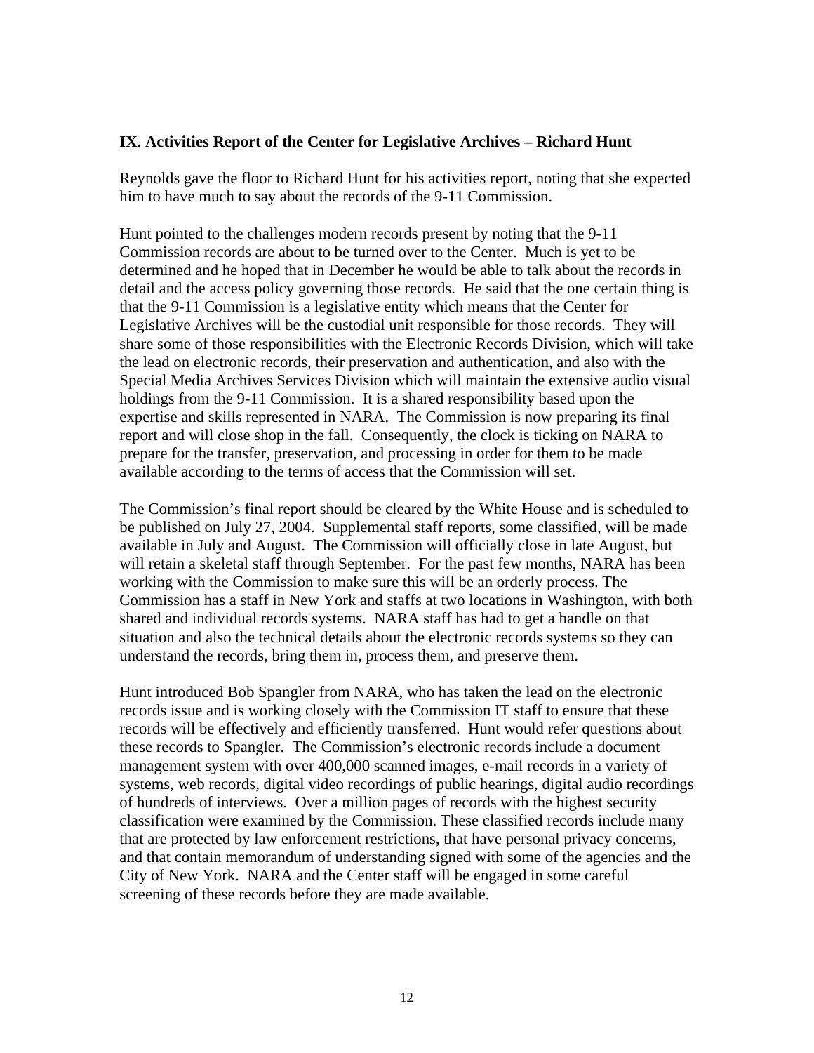**IX. Activities Report of the Center for Legislative Archives – Richard Hunt**

Reynolds gave the floor to Richard Hunt for his activities report, noting that she expected him to have much to say about the records of the 9-11 Commission.

Hunt pointed to the challenges modern records present by noting that the 9-11 Commission records are about to be turned over to the Center. Much is yet to be determined and he hoped that in December he would be able to talk about the records in detail and the access policy governing those records. He said that the one certain thing is that the 9-11 Commission is a legislative entity which means that the Center for Legislative Archives will be the custodial unit responsible for those records. They will share some of those responsibilities with the Electronic Records Division, which will take the lead on electronic records, their preservation and authentication, and also with the Special Media Archives Services Division which will maintain the extensive audio visual holdings from the 9-11 Commission. It is a shared responsibility based upon the expertise and skills represented in NARA. The Commission is now preparing its final report and will close shop in the fall. Consequently, the clock is ticking on NARA to prepare for the transfer, preservation, and processing in order for them to be made available according to the terms of access that the Commission will set.

The Commission's final report should be cleared by the White House and is scheduled to be published on July 27, 2004. Supplemental staff reports, some classified, will be made available in July and August. The Commission will officially close in late August, but will retain a skeletal staff through September. For the past few months, NARA has been working with the Commission to make sure this will be an orderly process. The Commission has a staff in New York and staffs at two locations in Washington, with both shared and individual records systems. NARA staff has had to get a handle on that situation and also the technical details about the electronic records systems so they can understand the records, bring them in, process them, and preserve them.

Hunt introduced Bob Spangler from NARA, who has taken the lead on the electronic records issue and is working closely with the Commission IT staff to ensure that these records will be effectively and efficiently transferred. Hunt would refer questions about these records to Spangler. The Commission's electronic records include a document management system with over 400,000 scanned images, e-mail records in a variety of systems, web records, digital video recordings of public hearings, digital audio recordings of hundreds of interviews. Over a million pages of records with the highest security classification were examined by the Commission. These classified records include many that are protected by law enforcement restrictions, that have personal privacy concerns, and that contain memorandum of understanding signed with some of the agencies and the City of New York. NARA and the Center staff will be engaged in some careful screening of these records before they are made available.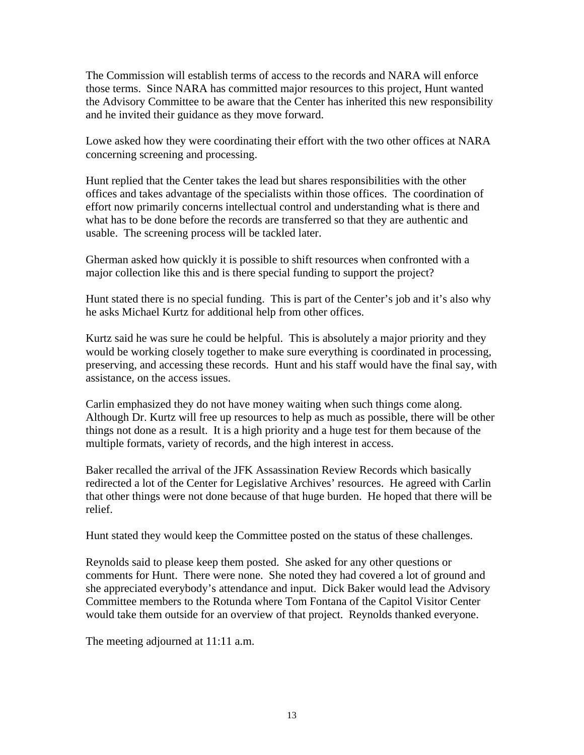The Commission will establish terms of access to the records and NARA will enforce those terms. Since NARA has committed major resources to this project, Hunt wanted the Advisory Committee to be aware that the Center has inherited this new responsibility and he invited their guidance as they move forward.

Lowe asked how they were coordinating their effort with the two other offices at NARA concerning screening and processing.

Hunt replied that the Center takes the lead but shares responsibilities with the other offices and takes advantage of the specialists within those offices. The coordination of effort now primarily concerns intellectual control and understanding what is there and what has to be done before the records are transferred so that they are authentic and usable. The screening process will be tackled later.

Gherman asked how quickly it is possible to shift resources when confronted with a major collection like this and is there special funding to support the project?

Hunt stated there is no special funding. This is part of the Center's job and it's also why he asks Michael Kurtz for additional help from other offices.

Kurtz said he was sure he could be helpful. This is absolutely a major priority and they would be working closely together to make sure everything is coordinated in processing, preserving, and accessing these records. Hunt and his staff would have the final say, with assistance, on the access issues.

Carlin emphasized they do not have money waiting when such things come along. Although Dr. Kurtz will free up resources to help as much as possible, there will be other things not done as a result. It is a high priority and a huge test for them because of the multiple formats, variety of records, and the high interest in access.

Baker recalled the arrival of the JFK Assassination Review Records which basically redirected a lot of the Center for Legislative Archives' resources. He agreed with Carlin that other things were not done because of that huge burden. He hoped that there will be relief.

Hunt stated they would keep the Committee posted on the status of these challenges.

Reynolds said to please keep them posted. She asked for any other questions or comments for Hunt. There were none. She noted they had covered a lot of ground and she appreciated everybody's attendance and input. Dick Baker would lead the Advisory Committee members to the Rotunda where Tom Fontana of the Capitol Visitor Center would take them outside for an overview of that project. Reynolds thanked everyone.

The meeting adjourned at 11:11 a.m.